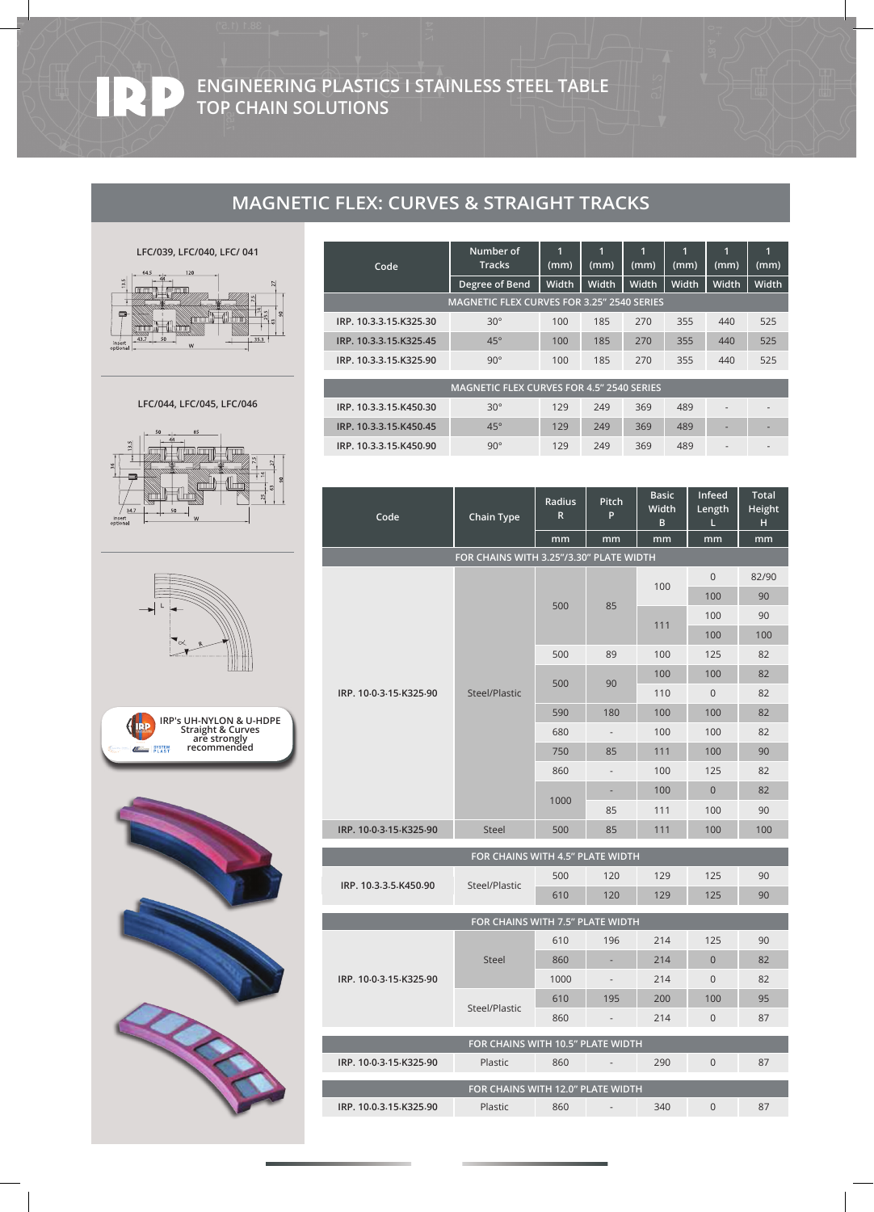# ENGINEERING PLASTICS I STAINLESS STEEL TABLE TOP CHAIN SOLUTIONS

## MAGNETIC FLEX: CURVES & STRAIGHT TRACKS

LFC/039, LFC/040, LFC/ 041

LFC/044, LFC/045, LFC/046

IRP's UH-NYLON & U-HDPE Straight & Curves are strongly recommended

| Code | Number of Tracks | 1 (mm) | 1 (mm) | 1 (mm) | 1 (mm) | 1 (mm) | 1 (mm) |
|---|---|---|---|---|---|---|---|
| | Degree of Bend | Width | Width | Width | Width | Width | Width |
| MAGNETIC FLEX CURVES FOR 3.25" 2540 SERIES | | | | | | | |
| IRP. 10.3.3.15.K325.30 | 30° | 100 | 185 | 270 | 355 | 440 | 525 |
| IRP. 10.3.3.15.K325.45 | 45° | 100 | 185 | 270 | 355 | 440 | 525 |
| IRP. 10.3.3.15.K325.90 | 90° | 100 | 185 | 270 | 355 | 440 | 525 |
| MAGNETIC FLEX CURVES FOR 4.5" 2540 SERIES | | | | | | | |
| IRP. 10.3.3.15.K450.30 | 30° | 129 | 249 | 369 | 489 | - | - |
| IRP. 10.3.3.15.K450.45 | 45° | 129 | 249 | 369 | 489 | - | - |
| IRP. 10.3.3.15.K450.90 | 90° | 129 | 249 | 369 | 489 | - | - |

| Code | Chain Type | Radius R | Pitch P | Basic Width B | Infeed Length L | Total Height H |
|---|---|---|---|---|---|---|
| | | mm | mm | mm | mm | mm |
| FOR CHAINS WITH 3.25"/3.30" PLATE WIDTH | | | | | | |
| IRP. 10-0-3-15-K325-90 | Steel/Plastic | 500 | 85 | 100 | 0 | 82/90 |
| | | | | | 100 | 90 |
| | | | | 111 | 100 | 90 |
| | | | | | 100 | 100 |
| | | 500 | 89 | 100 | 125 | 82 |
| | | 500 | 90 | 100 | 100 | 82 |
| | | | | 110 | 0 | 82 |
| | | 590 | 180 | 100 | 100 | 82 |
| | | 680 | - | 100 | 100 | 82 |
| | | 750 | 85 | 111 | 100 | 90 |
| | | 860 | - | 100 | 125 | 82 |
| | | 1000 | - | 100 | 0 | 82 |
| | | | 85 | 111 | 100 | 90 |
| IRP. 10-0-3-15-K325-90 | Steel | 500 | 85 | 111 | 100 | 100 |
| FOR CHAINS WITH 4.5" PLATE WIDTH | | | | | | |
| IRP. 10.3.3.5.K450.90 | Steel/Plastic | 500 | 120 | 129 | 125 | 90 |
| | | 610 | 120 | 129 | 125 | 90 |
| FOR CHAINS WITH 7.5" PLATE WIDTH | | | | | | |
| IRP. 10-0-3-15-K325-90 | Steel | 610 | 196 | 214 | 125 | 90 |
| | | 860 | - | 214 | 0 | 82 |
| | | 1000 | - | 214 | 0 | 82 |
| | Steel/Plastic | 610 | 195 | 200 | 100 | 95 |
| | | 860 | - | 214 | 0 | 87 |
| FOR CHAINS WITH 10.5" PLATE WIDTH | | | | | | |
| IRP. 10-0-3-15-K325-90 | Plastic | 860 | - | 290 | 0 | 87 |
| FOR CHAINS WITH 12.0" PLATE WIDTH | | | | | | |
| IRP. 10.0.3.15.K325.90 | Plastic | 860 | - | 340 | 0 | 87 |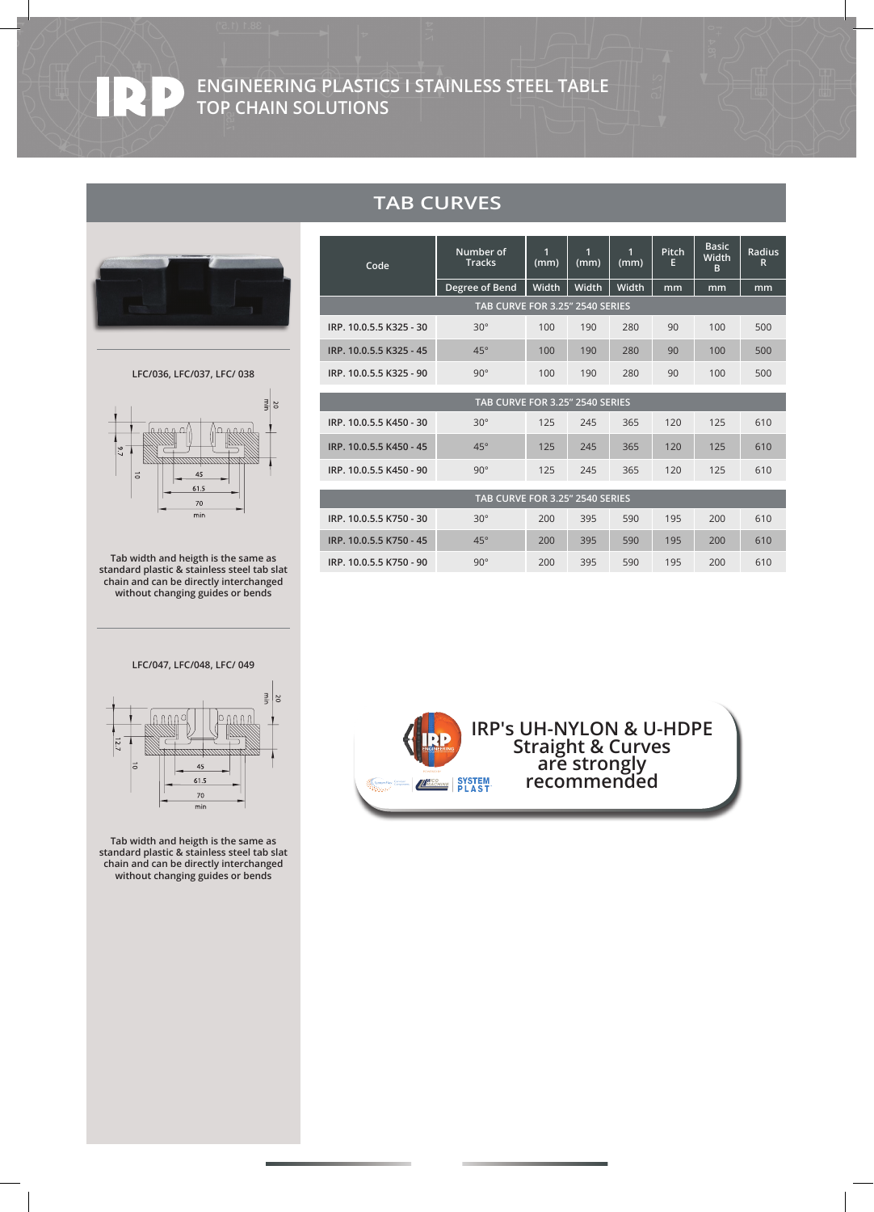# ENGINEERING PLASTICS I STAINLESS STEEL TABLE TOP CHAIN SOLUTIONS

## TAB CURVES

LFC/036, LFC/037, LFC/ 038

9.7
10
45
61.5
70
min
20
min

Tab width and heigth is the same as standard plastic & stainless steel tab slat chain and can be directly interchanged without changing guides or bends

LFC/047, LFC/048, LFC/ 049

12.7
10
45
61.5
70
min
20
min

Tab width and heigth is the same as standard plastic & stainless steel tab slat chain and can be directly interchanged without changing guides or bends

| Code | Number of Tracks | 1 (mm) | 1 (mm) | 1 (mm) | Pitch E | Basic Width B | Radius R |
|---|---|---|---|---|---|---|---|
| | Degree of Bend | Width | Width | Width | mm | mm | mm |
| TAB CURVE FOR 3.25" 2540 SERIES | | | | | | | |
| IRP. 10.0.5.5 K325 - 30 | 30° | 100 | 190 | 280 | 90 | 100 | 500 |
| IRP. 10.0.5.5 K325 - 45 | 45° | 100 | 190 | 280 | 90 | 100 | 500 |
| IRP. 10.0.5.5 K325 - 90 | 90° | 100 | 190 | 280 | 90 | 100 | 500 |
| TAB CURVE FOR 3.25" 2540 SERIES | | | | | | | |
| IRP. 10.0.5.5 K450 - 30 | 30° | 125 | 245 | 365 | 120 | 125 | 610 |
| IRP. 10.0.5.5 K450 - 45 | 45° | 125 | 245 | 365 | 120 | 125 | 610 |
| IRP. 10.0.5.5 K450 - 90 | 90° | 125 | 245 | 365 | 120 | 125 | 610 |
| TAB CURVE FOR 3.25" 2540 SERIES | | | | | | | |
| IRP. 10.0.5.5 K750 - 30 | 30° | 200 | 395 | 590 | 195 | 200 | 610 |
| IRP. 10.0.5.5 K750 - 45 | 45° | 200 | 395 | 590 | 195 | 200 | 610 |
| IRP. 10.0.5.5 K750 - 90 | 90° | 200 | 395 | 590 | 195 | 200 | 610 |

**IRP's UH-NYLON & U-HDPE Straight & Curves are strongly recommended**

SYSTEM PLAST